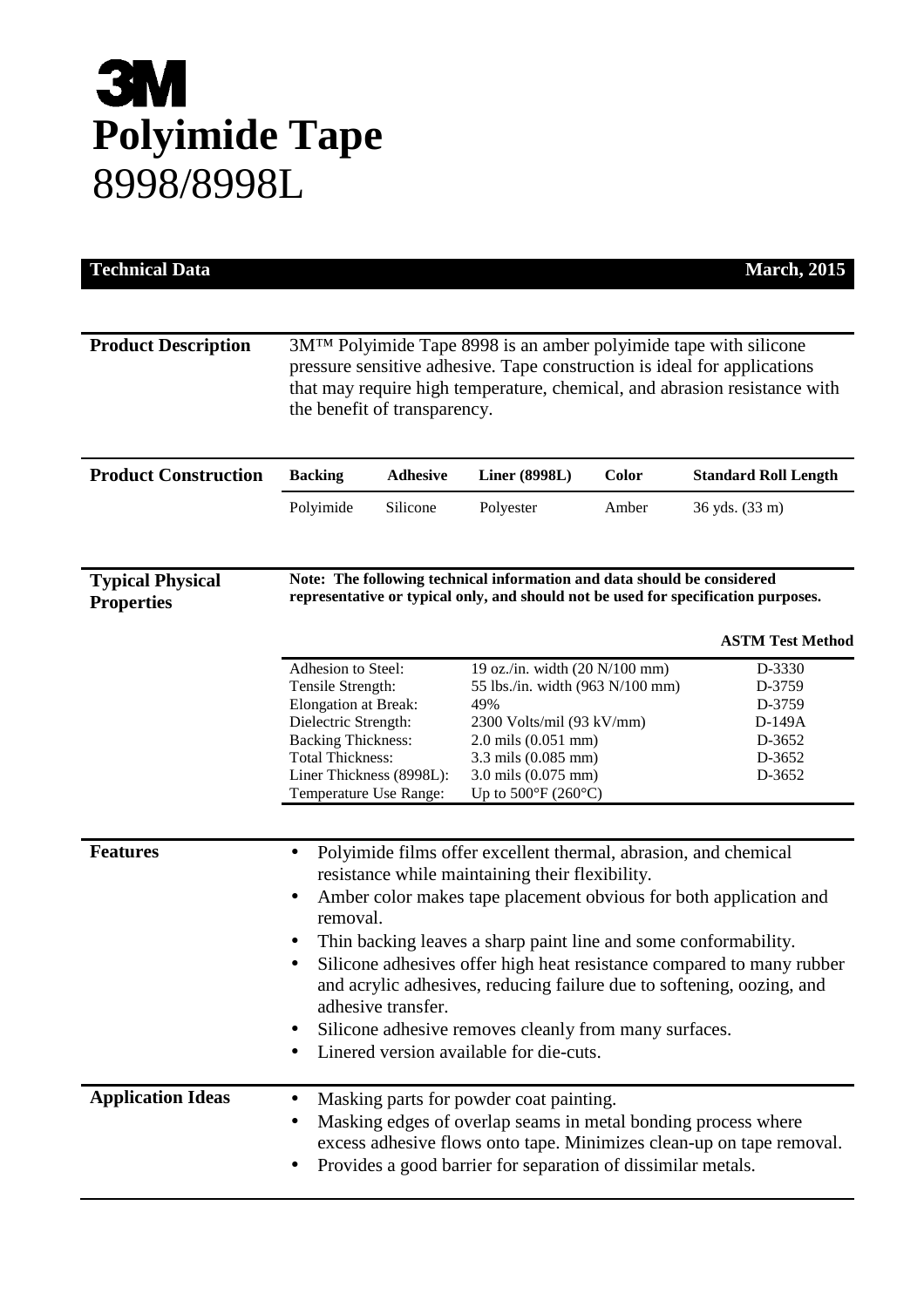# 3M

# Polyimide Tape

8998/8998L

**Technical Data** **March, 2015**

## Product Description

3M™ Polyimide Tape 8998 is an amber polyimide tape with silicone pressure sensitive adhesive. Tape construction is ideal for applications that may require high temperature, chemical, and abrasion resistance with the benefit of transparency.

## Product Construction

| Backing | Adhesive | Liner (8998L) | Color | Standard Roll Length |
|---|---|---|---|---|
| Polyimide | Silicone | Polyester | Amber | 36 yds. (33 m) |

## Typical Physical Properties

**Note: The following technical information and data should be considered representative or typical only, and should not be used for specification purposes.**

| | | ASTM Test Method |
|---|---|---|
| Adhesion to Steel: | 19 oz./in. width (20 N/100 mm) | D-3330 |
| Tensile Strength: | 55 lbs./in. width (963 N/100 mm) | D-3759 |
| Elongation at Break: | 49% | D-3759 |
| Dielectric Strength: | 2300 Volts/mil (93 kV/mm) | D-149A |
| Backing Thickness: | 2.0 mils (0.051 mm) | D-3652 |
| Total Thickness: | 3.3 mils (0.085 mm) | D-3652 |
| Liner Thickness (8998L): | 3.0 mils (0.075 mm) | D-3652 |
| Temperature Use Range: | Up to 500°F (260°C) | |

## Features

- Polyimide films offer excellent thermal, abrasion, and chemical resistance while maintaining their flexibility.
- Amber color makes tape placement obvious for both application and removal.
- Thin backing leaves a sharp paint line and some conformability.
- Silicone adhesives offer high heat resistance compared to many rubber and acrylic adhesives, reducing failure due to softening, oozing, and adhesive transfer.
- Silicone adhesive removes cleanly from many surfaces.
- Linered version available for die-cuts.

## Application Ideas

- Masking parts for powder coat painting.
- Masking edges of overlap seams in metal bonding process where excess adhesive flows onto tape. Minimizes clean-up on tape removal.
- Provides a good barrier for separation of dissimilar metals.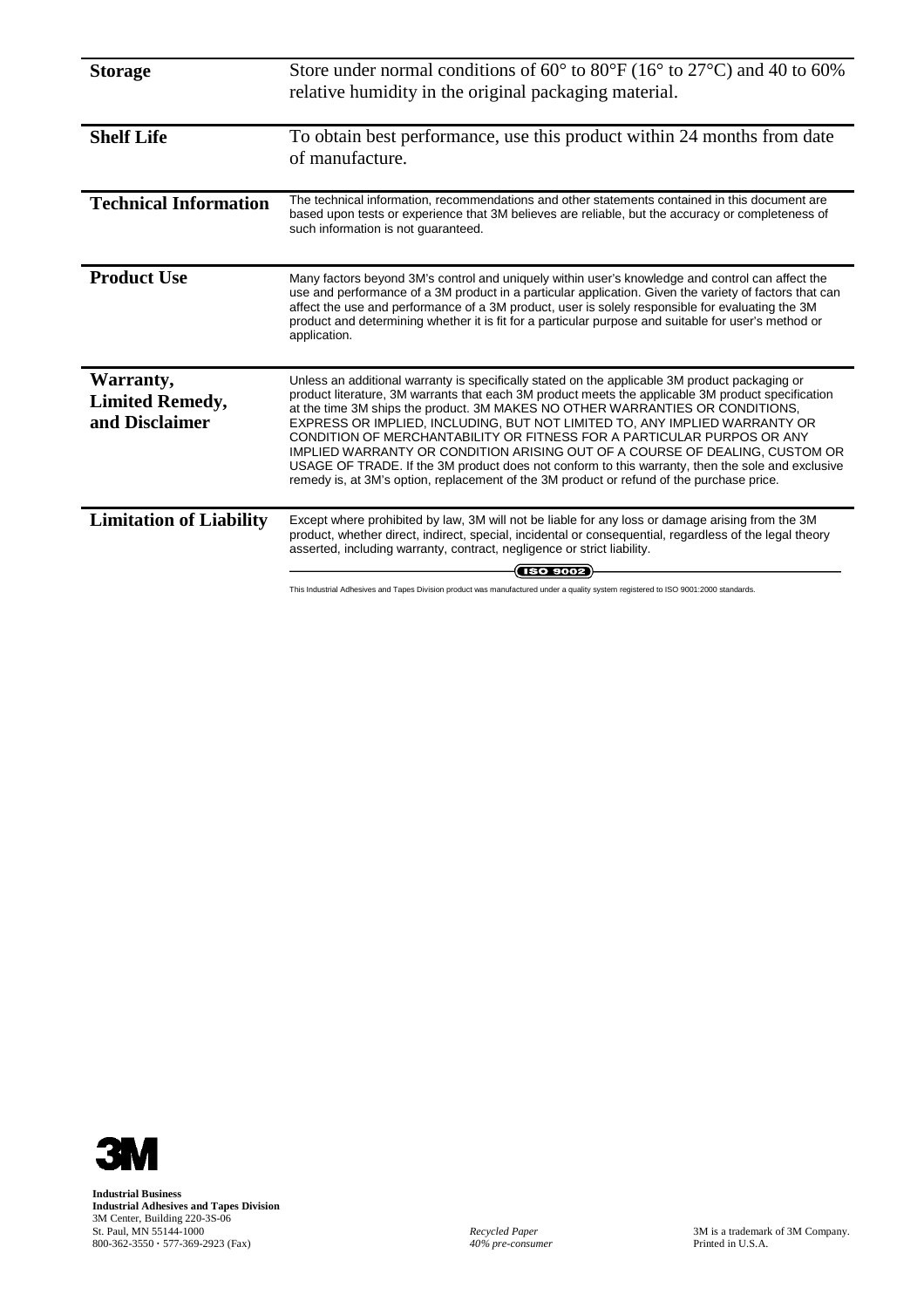## Storage

Store under normal conditions of 60° to 80°F (16° to 27°C) and 40 to 60% relative humidity in the original packaging material.

## Shelf Life

To obtain best performance, use this product within 24 months from date of manufacture.

## Technical Information

The technical information, recommendations and other statements contained in this document are based upon tests or experience that 3M believes are reliable, but the accuracy or completeness of such information is not guaranteed.

## Product Use

Many factors beyond 3M's control and uniquely within user's knowledge and control can affect the use and performance of a 3M product in a particular application. Given the variety of factors that can affect the use and performance of a 3M product, user is solely responsible for evaluating the 3M product and determining whether it is fit for a particular purpose and suitable for user's method or application.

## Warranty, Limited Remedy, and Disclaimer

Unless an additional warranty is specifically stated on the applicable 3M product packaging or product literature, 3M warrants that each 3M product meets the applicable 3M product specification at the time 3M ships the product. 3M MAKES NO OTHER WARRANTIES OR CONDITIONS, EXPRESS OR IMPLIED, INCLUDING, BUT NOT LIMITED TO, ANY IMPLIED WARRANTY OR CONDITION OF MERCHANTABILITY OR FITNESS FOR A PARTICULAR PURPOS OR ANY IMPLIED WARRANTY OR CONDITION ARISING OUT OF A COURSE OF DEALING, CUSTOM OR USAGE OF TRADE. If the 3M product does not conform to this warranty, then the sole and exclusive remedy is, at 3M's option, replacement of the 3M product or refund of the purchase price.

## Limitation of Liability

Except where prohibited by law, 3M will not be liable for any loss or damage arising from the 3M product, whether direct, indirect, special, incidental or consequential, regardless of the legal theory asserted, including warranty, contract, negligence or strict liability.

ISO 9002

This Industrial Adhesives and Tapes Division product was manufactured under a quality system registered to ISO 9001:2000 standards.

3M

**Industrial Business**
**Industrial Adhesives and Tapes Division**
3M Center, Building 220-3S-06
St. Paul, MN 55144-1000
800-362-3550 · 577-369-2923 (Fax)

*Recycled Paper*
*40% pre-consumer*

3M is a trademark of 3M Company.
Printed in U.S.A.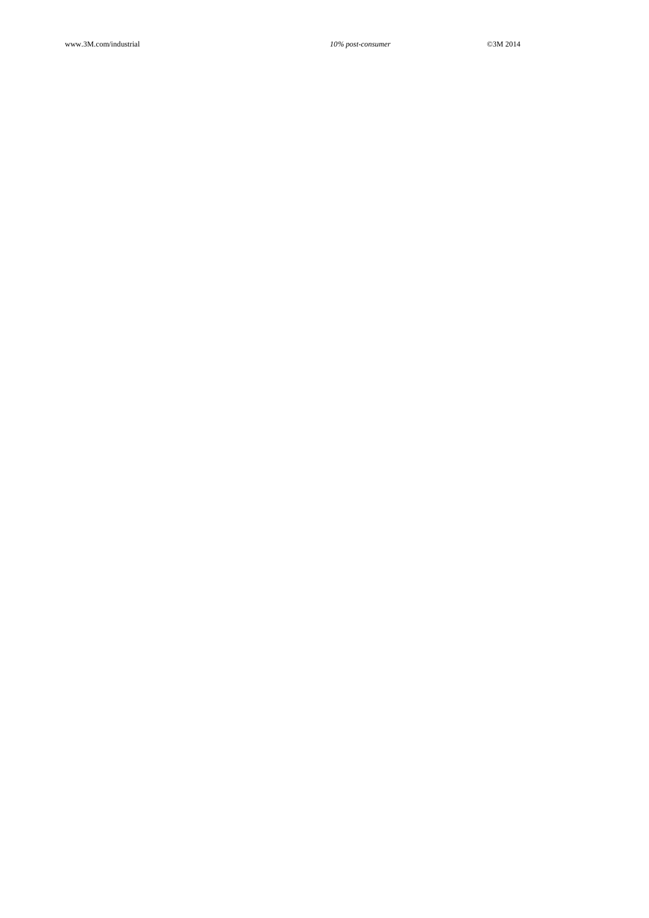www.3M.com/industrial *10% post-consumer* ©3M 2014